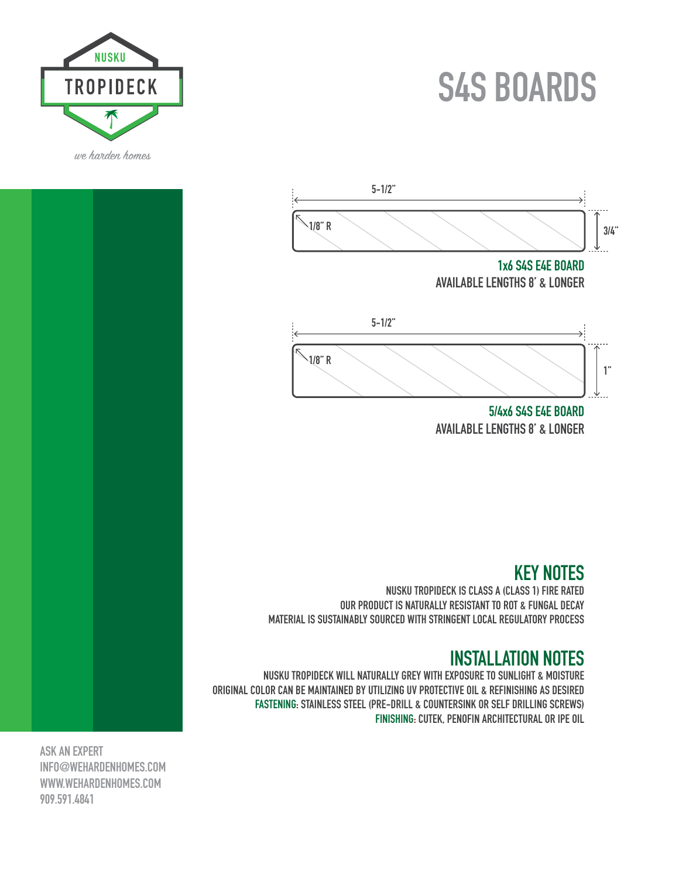NUSKU

TROPIDECK

*we harden homes*

# S4S BOARDS

5-1/2"

1/8" R

3/4"

**1x6 S4S E4E BOARD**

AVAILABLE LENGTHS 8' & LONGER

5-1/2"

1/8" R

1"

**5/4x6 S4S E4E BOARD**

AVAILABLE LENGTHS 8' & LONGER

## KEY NOTES

NUSKU TROPIDECK IS CLASS A (CLASS 1) FIRE RATED

OUR PRODUCT IS NATURALLY RESISTANT TO ROT & FUNGAL DECAY

MATERIAL IS SUSTAINABLY SOURCED WITH STRINGENT LOCAL REGULATORY PROCESS

## INSTALLATION NOTES

NUSKU TROPIDECK WILL NATURALLY GREY WITH EXPOSURE TO SUNLIGHT & MOISTURE

ORIGINAL COLOR CAN BE MAINTAINED BY UTILIZING UV PROTECTIVE OIL & REFINISHING AS DESIRED

**FASTENING:** STAINLESS STEEL (PRE-DRILL & COUNTERSINK OR SELF DRILLING SCREWS)

**FINISHING:** CUTEK, PENOFIN ARCHITECTURAL OR IPE OIL

ASK AN EXPERT

INFO@WEHARDENHOMES.COM

WWW.WEHARDENHOMES.COM

909.591.4841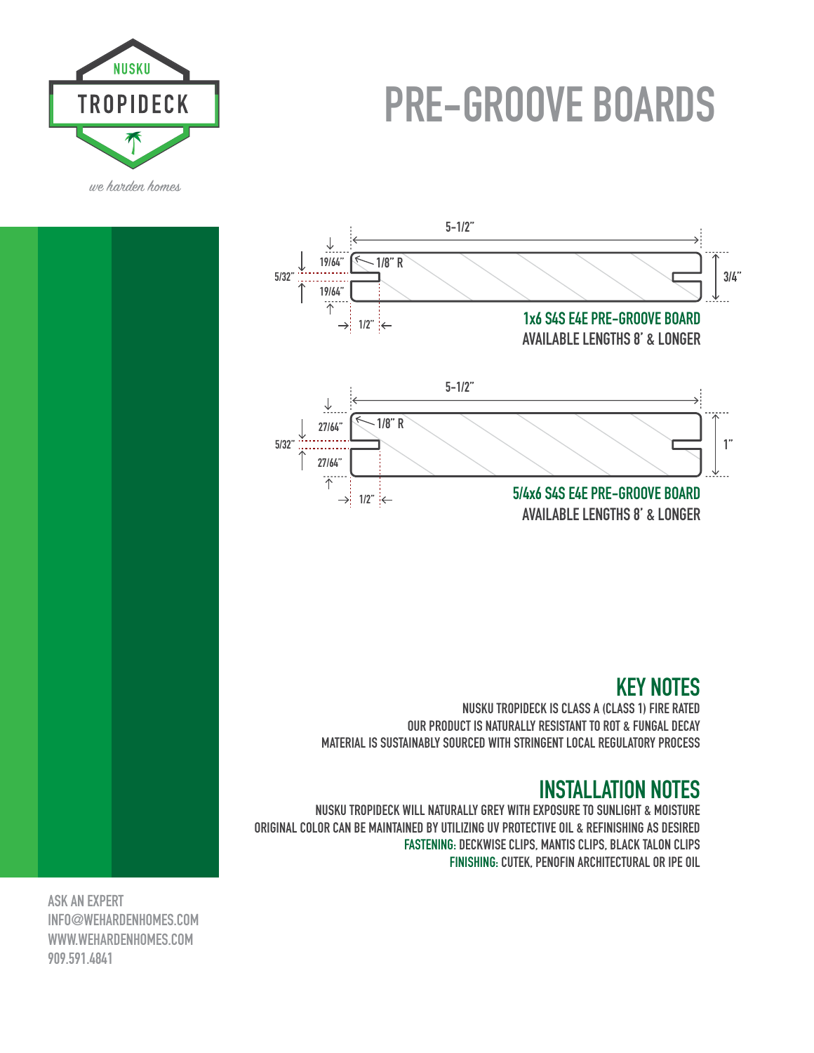NUSKU

TROPIDECK

we harden homes

# PRE-GROOVE BOARDS

5-1/2"

19/64"

1/8" R

5/32"

19/64"

3/4"

1/2"

**1x6 S4S E4E PRE-GROOVE BOARD**

AVAILABLE LENGTHS 8' & LONGER

5-1/2"

27/64"

1/8" R

5/32"

27/64"

1"

1/2"

**5/4x6 S4S E4E PRE-GROOVE BOARD**

AVAILABLE LENGTHS 8' & LONGER

## KEY NOTES

NUSKU TROPIDECK IS CLASS A (CLASS 1) FIRE RATED

OUR PRODUCT IS NATURALLY RESISTANT TO ROT & FUNGAL DECAY

MATERIAL IS SUSTAINABLY SOURCED WITH STRINGENT LOCAL REGULATORY PROCESS

## INSTALLATION NOTES

NUSKU TROPIDECK WILL NATURALLY GREY WITH EXPOSURE TO SUNLIGHT & MOISTURE

ORIGINAL COLOR CAN BE MAINTAINED BY UTILIZING UV PROTECTIVE OIL & REFINISHING AS DESIRED

**FASTENING:** DECKWISE CLIPS, MANTIS CLIPS, BLACK TALON CLIPS

**FINISHING:** CUTEK, PENOFIN ARCHITECTURAL OR IPE OIL

ASK AN EXPERT

INFO@WEHARDENHOMES.COM

WWW.WEHARDENHOMES.COM

909.591.4841